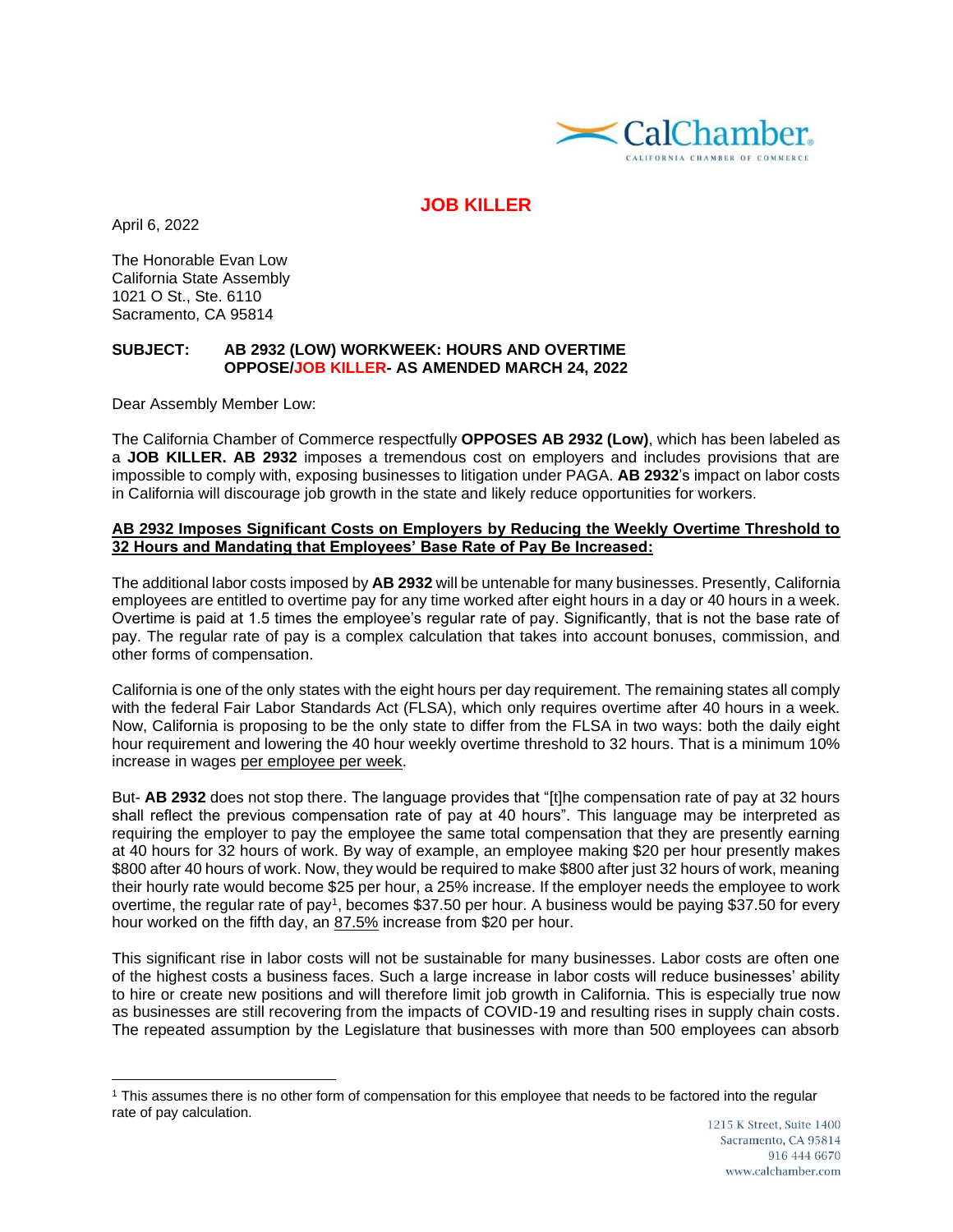CalChamber.
CALIFORNIA CHAMBER OF COMMERCE

**JOB KILLER**

April 6, 2022

The Honorable Evan Low
California State Assembly
1021 O St., Ste. 6110
Sacramento, CA 95814

**SUBJECT: AB 2932 (LOW) WORKWEEK: HOURS AND OVERTIME**
**OPPOSE/JOB KILLER- AS AMENDED MARCH 24, 2022**

Dear Assembly Member Low:

The California Chamber of Commerce respectfully **OPPOSES AB 2932 (Low)**, which has been labeled as a **JOB KILLER. AB 2932** imposes a tremendous cost on employers and includes provisions that are impossible to comply with, exposing businesses to litigation under PAGA. **AB 2932**'s impact on labor costs in California will discourage job growth in the state and likely reduce opportunities for workers.

**AB 2932 Imposes Significant Costs on Employers by Reducing the Weekly Overtime Threshold to 32 Hours and Mandating that Employees' Base Rate of Pay Be Increased:**

The additional labor costs imposed by **AB 2932** will be untenable for many businesses. Presently, California employees are entitled to overtime pay for any time worked after eight hours in a day or 40 hours in a week. Overtime is paid at 1.5 times the employee's regular rate of pay. Significantly, that is not the base rate of pay. The regular rate of pay is a complex calculation that takes into account bonuses, commission, and other forms of compensation.

California is one of the only states with the eight hours per day requirement. The remaining states all comply with the federal Fair Labor Standards Act (FLSA), which only requires overtime after 40 hours in a week. Now, California is proposing to be the only state to differ from the FLSA in two ways: both the daily eight hour requirement and lowering the 40 hour weekly overtime threshold to 32 hours. That is a minimum 10% increase in wages per employee per week.

But- **AB 2932** does not stop there. The language provides that "[t]he compensation rate of pay at 32 hours shall reflect the previous compensation rate of pay at 40 hours". This language may be interpreted as requiring the employer to pay the employee the same total compensation that they are presently earning at 40 hours for 32 hours of work. By way of example, an employee making $20 per hour presently makes $800 after 40 hours of work. Now, they would be required to make $800 after just 32 hours of work, meaning their hourly rate would become $25 per hour, a 25% increase. If the employer needs the employee to work overtime, the regular rate of pay[1], becomes $37.50 per hour. A business would be paying $37.50 for every hour worked on the fifth day, an 87.5% increase from $20 per hour.

This significant rise in labor costs will not be sustainable for many businesses. Labor costs are often one of the highest costs a business faces. Such a large increase in labor costs will reduce businesses' ability to hire or create new positions and will therefore limit job growth in California. This is especially true now as businesses are still recovering from the impacts of COVID-19 and resulting rises in supply chain costs. The repeated assumption by the Legislature that businesses with more than 500 employees can absorb

[1] This assumes there is no other form of compensation for this employee that needs to be factored into the regular rate of pay calculation.

1215 K Street, Suite 1400
Sacramento, CA 95814
916 444 6670
www.calchamber.com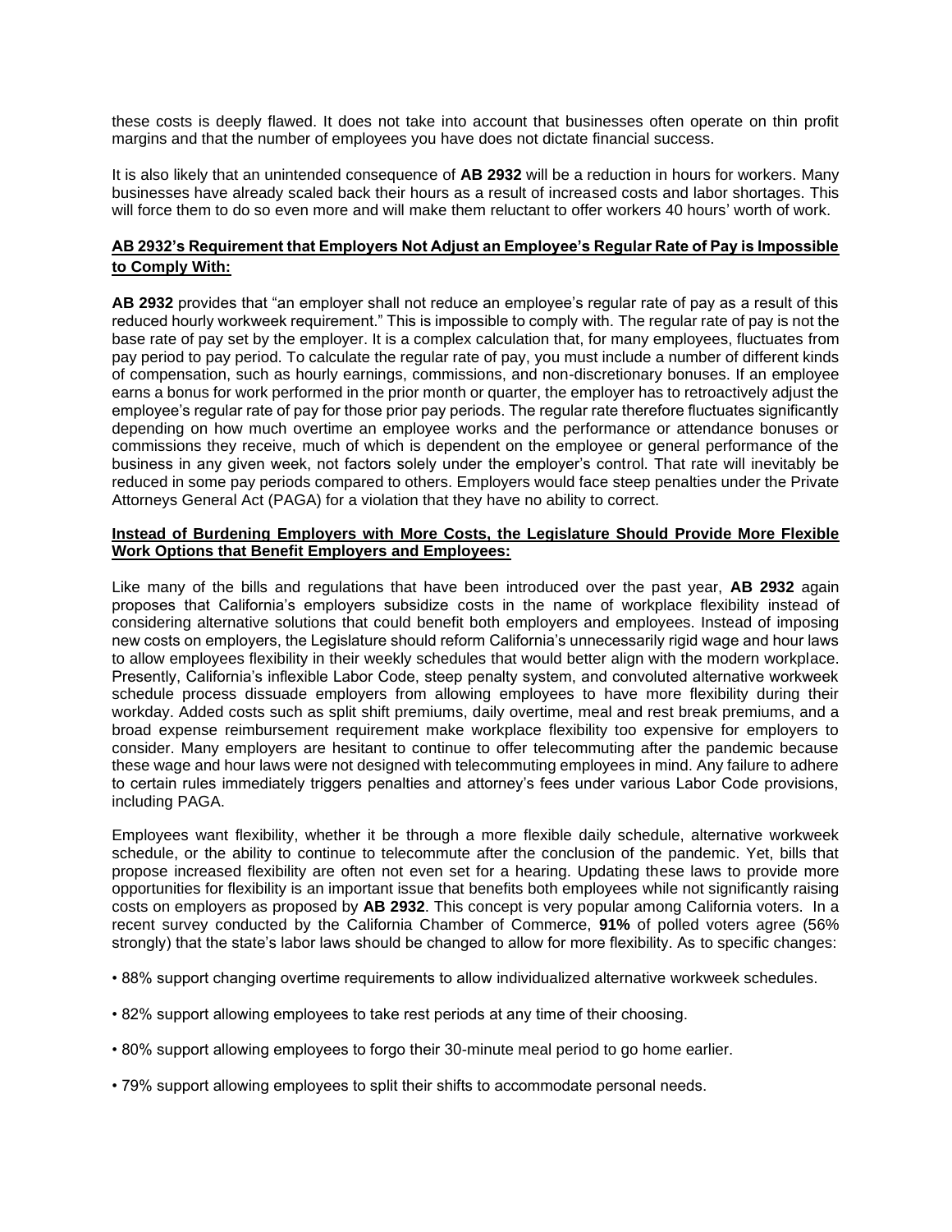these costs is deeply flawed. It does not take into account that businesses often operate on thin profit margins and that the number of employees you have does not dictate financial success.

It is also likely that an unintended consequence of **AB 2932** will be a reduction in hours for workers. Many businesses have already scaled back their hours as a result of increased costs and labor shortages. This will force them to do so even more and will make them reluctant to offer workers 40 hours' worth of work.

**AB 2932's Requirement that Employers Not Adjust an Employee's Regular Rate of Pay is Impossible to Comply With:**

**AB 2932** provides that "an employer shall not reduce an employee's regular rate of pay as a result of this reduced hourly workweek requirement." This is impossible to comply with. The regular rate of pay is not the base rate of pay set by the employer. It is a complex calculation that, for many employees, fluctuates from pay period to pay period. To calculate the regular rate of pay, you must include a number of different kinds of compensation, such as hourly earnings, commissions, and non-discretionary bonuses. If an employee earns a bonus for work performed in the prior month or quarter, the employer has to retroactively adjust the employee's regular rate of pay for those prior pay periods. The regular rate therefore fluctuates significantly depending on how much overtime an employee works and the performance or attendance bonuses or commissions they receive, much of which is dependent on the employee or general performance of the business in any given week, not factors solely under the employer's control. That rate will inevitably be reduced in some pay periods compared to others. Employers would face steep penalties under the Private Attorneys General Act (PAGA) for a violation that they have no ability to correct.

**Instead of Burdening Employers with More Costs, the Legislature Should Provide More Flexible Work Options that Benefit Employers and Employees:**

Like many of the bills and regulations that have been introduced over the past year, **AB 2932** again proposes that California's employers subsidize costs in the name of workplace flexibility instead of considering alternative solutions that could benefit both employers and employees. Instead of imposing new costs on employers, the Legislature should reform California's unnecessarily rigid wage and hour laws to allow employees flexibility in their weekly schedules that would better align with the modern workplace. Presently, California's inflexible Labor Code, steep penalty system, and convoluted alternative workweek schedule process dissuade employers from allowing employees to have more flexibility during their workday. Added costs such as split shift premiums, daily overtime, meal and rest break premiums, and a broad expense reimbursement requirement make workplace flexibility too expensive for employers to consider. Many employers are hesitant to continue to offer telecommuting after the pandemic because these wage and hour laws were not designed with telecommuting employees in mind. Any failure to adhere to certain rules immediately triggers penalties and attorney's fees under various Labor Code provisions, including PAGA.

Employees want flexibility, whether it be through a more flexible daily schedule, alternative workweek schedule, or the ability to continue to telecommute after the conclusion of the pandemic. Yet, bills that propose increased flexibility are often not even set for a hearing. Updating these laws to provide more opportunities for flexibility is an important issue that benefits both employees while not significantly raising costs on employers as proposed by **AB 2932**. This concept is very popular among California voters. In a recent survey conducted by the California Chamber of Commerce, **91%** of polled voters agree (56% strongly) that the state's labor laws should be changed to allow for more flexibility. As to specific changes:

- 88% support changing overtime requirements to allow individualized alternative workweek schedules.
- 82% support allowing employees to take rest periods at any time of their choosing.
- 80% support allowing employees to forgo their 30-minute meal period to go home earlier.
- 79% support allowing employees to split their shifts to accommodate personal needs.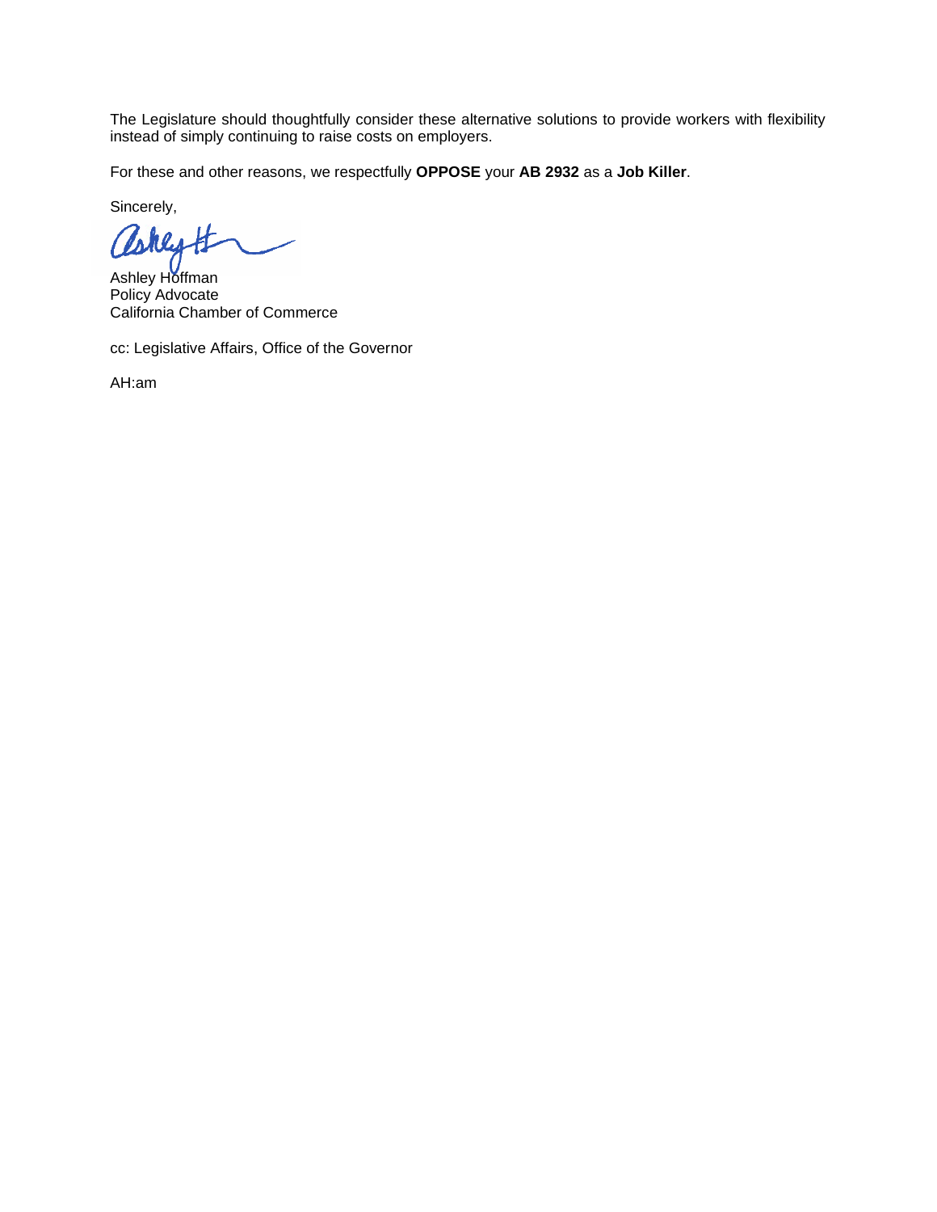The Legislature should thoughtfully consider these alternative solutions to provide workers with flexibility instead of simply continuing to raise costs on employers.

For these and other reasons, we respectfully **OPPOSE** your **AB 2932** as a **Job Killer**.

Sincerely,

Ashley Hoffman
Policy Advocate
California Chamber of Commerce

cc: Legislative Affairs, Office of the Governor

AH:am